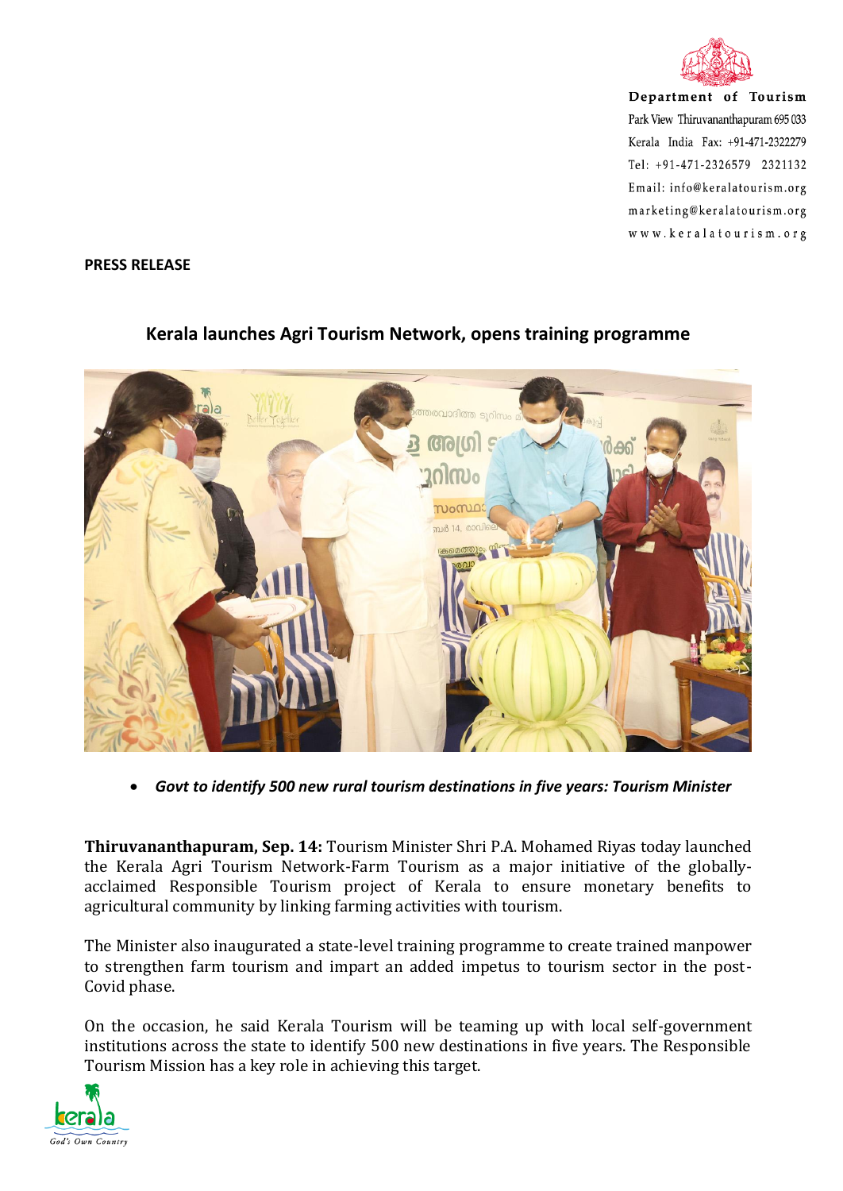Department of Tourism
Park View Thiruvananthapuram 695 033
Kerala India Fax: +91-471-2322279
Tel: +91-471-2326579 2321132
Email: info@keralatourism.org
marketing@keralatourism.org
www.keralatourism.org

**PRESS RELEASE**

## Kerala launches Agri Tourism Network, opens training programme

- ***Govt to identify 500 new rural tourism destinations in five years: Tourism Minister***

**Thiruvananthapuram, Sep. 14:** Tourism Minister Shri P.A. Mohamed Riyas today launched the Kerala Agri Tourism Network-Farm Tourism as a major initiative of the globally-acclaimed Responsible Tourism project of Kerala to ensure monetary benefits to agricultural community by linking farming activities with tourism.

The Minister also inaugurated a state-level training programme to create trained manpower to strengthen farm tourism and impart an added impetus to tourism sector in the post-Covid phase.

On the occasion, he said Kerala Tourism will be teaming up with local self-government institutions across the state to identify 500 new destinations in five years. The Responsible Tourism Mission has a key role in achieving this target.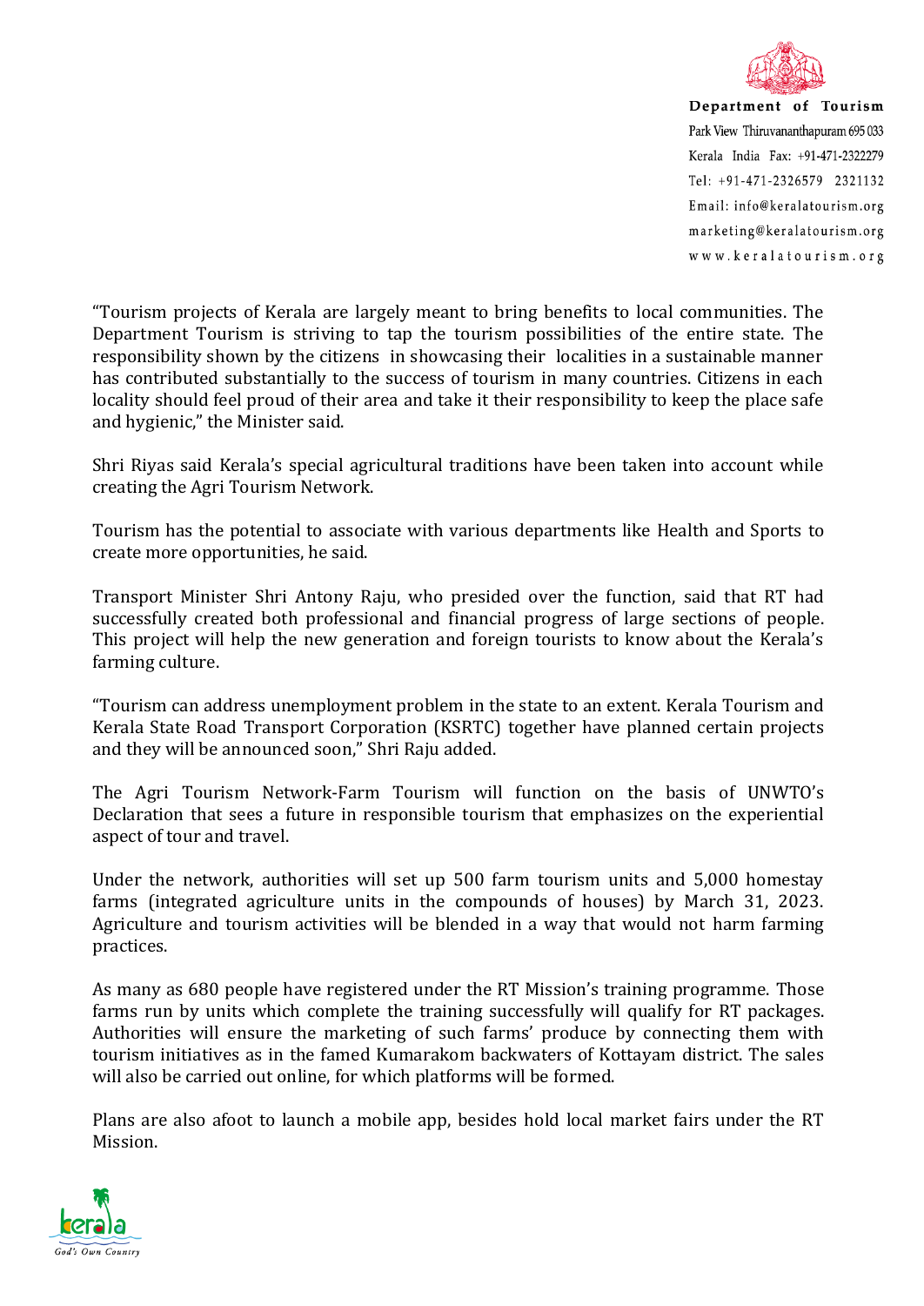"Tourism projects of Kerala are largely meant to bring benefits to local communities. The Department Tourism is striving to tap the tourism possibilities of the entire state. The responsibility shown by the citizens in showcasing their localities in a sustainable manner has contributed substantially to the success of tourism in many countries. Citizens in each locality should feel proud of their area and take it their responsibility to keep the place safe and hygienic," the Minister said.

Shri Riyas said Kerala's special agricultural traditions have been taken into account while creating the Agri Tourism Network.

Tourism has the potential to associate with various departments like Health and Sports to create more opportunities, he said.

Transport Minister Shri Antony Raju, who presided over the function, said that RT had successfully created both professional and financial progress of large sections of people. This project will help the new generation and foreign tourists to know about the Kerala's farming culture.

"Tourism can address unemployment problem in the state to an extent. Kerala Tourism and Kerala State Road Transport Corporation (KSRTC) together have planned certain projects and they will be announced soon," Shri Raju added.

The Agri Tourism Network-Farm Tourism will function on the basis of UNWTO's Declaration that sees a future in responsible tourism that emphasizes on the experiential aspect of tour and travel.

Under the network, authorities will set up 500 farm tourism units and 5,000 homestay farms (integrated agriculture units in the compounds of houses) by March 31, 2023. Agriculture and tourism activities will be blended in a way that would not harm farming practices.

As many as 680 people have registered under the RT Mission's training programme. Those farms run by units which complete the training successfully will qualify for RT packages. Authorities will ensure the marketing of such farms' produce by connecting them with tourism initiatives as in the famed Kumarakom backwaters of Kottayam district. The sales will also be carried out online, for which platforms will be formed.

Plans are also afoot to launch a mobile app, besides hold local market fairs under the RT Mission.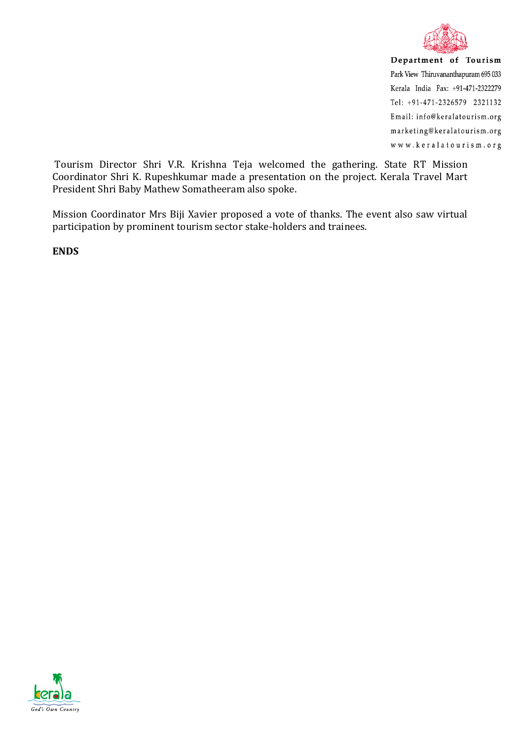Tourism Director Shri V.R. Krishna Teja welcomed the gathering. State RT Mission Coordinator Shri K. Rupeshkumar made a presentation on the project. Kerala Travel Mart President Shri Baby Mathew Somatheeram also spoke.

Mission Coordinator Mrs Biji Xavier proposed a vote of thanks. The event also saw virtual participation by prominent tourism sector stake-holders and trainees.

**ENDS**